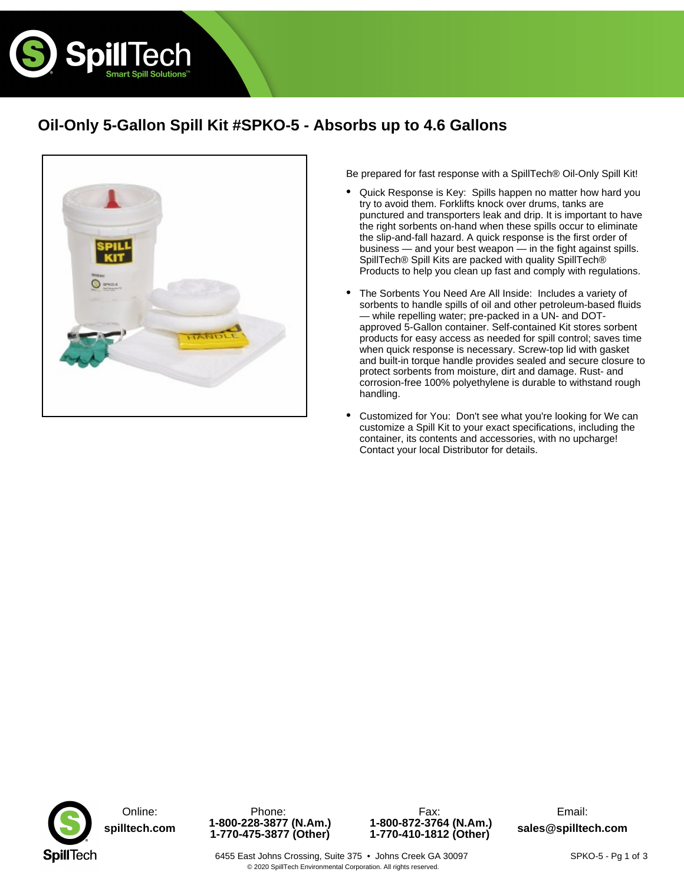# Oil-Only 5-Gallon Spill Kit #SPKO-5 - Absorbs up to 4.6 Gallons

Be prepared for fast response with a SpillTech® Oil-Only Spill Kit!

- Quick Response is Key: Spills happen no matter how hard you try to avoid them. Forklifts knock over drums, tanks are punctured and transporters leak and drip. It is important to have the right sorbents on-hand when these spills occur to eliminate the slip-and-fall hazard. A quick response is the first order of business — and your best weapon — in the fight against spills. SpillTech® Spill Kits are packed with quality SpillTech® Products to help you clean up fast and comply with regulations.
- The Sorbents You Need Are All Inside: Includes a variety of sorbents to handle spills of oil and other petroleum-based fluids — while repelling water; pre-packed in a UN- and DOT-approved 5-Gallon container. Self-contained Kit stores sorbent products for easy access as needed for spill control; saves time when quick response is necessary. Screw-top lid with gasket and built-in torque handle provides sealed and secure closure to protect sorbents from moisture, dirt and damage. Rust- and corrosion-free 100% polyethylene is durable to withstand rough handling.
- Customized for You: Don't see what you're looking for We can customize a Spill Kit to your exact specifications, including the container, its contents and accessories, with no upcharge! Contact your local Distributor for details.

| Online: | Phone: | Fax: | Email: |
|---|---|---|---|
| **spilltech.com** | **1-800-228-3877 (N.Am.)**<br>**1-770-475-3877 (Other)** | **1-800-872-3764 (N.Am.)**<br>**1-770-410-1812 (Other)** | **sales@spilltech.com** |

6455 East Johns Crossing, Suite 375 • Johns Creek GA 30097

© 2020 SpillTech Environmental Corporation. All rights reserved.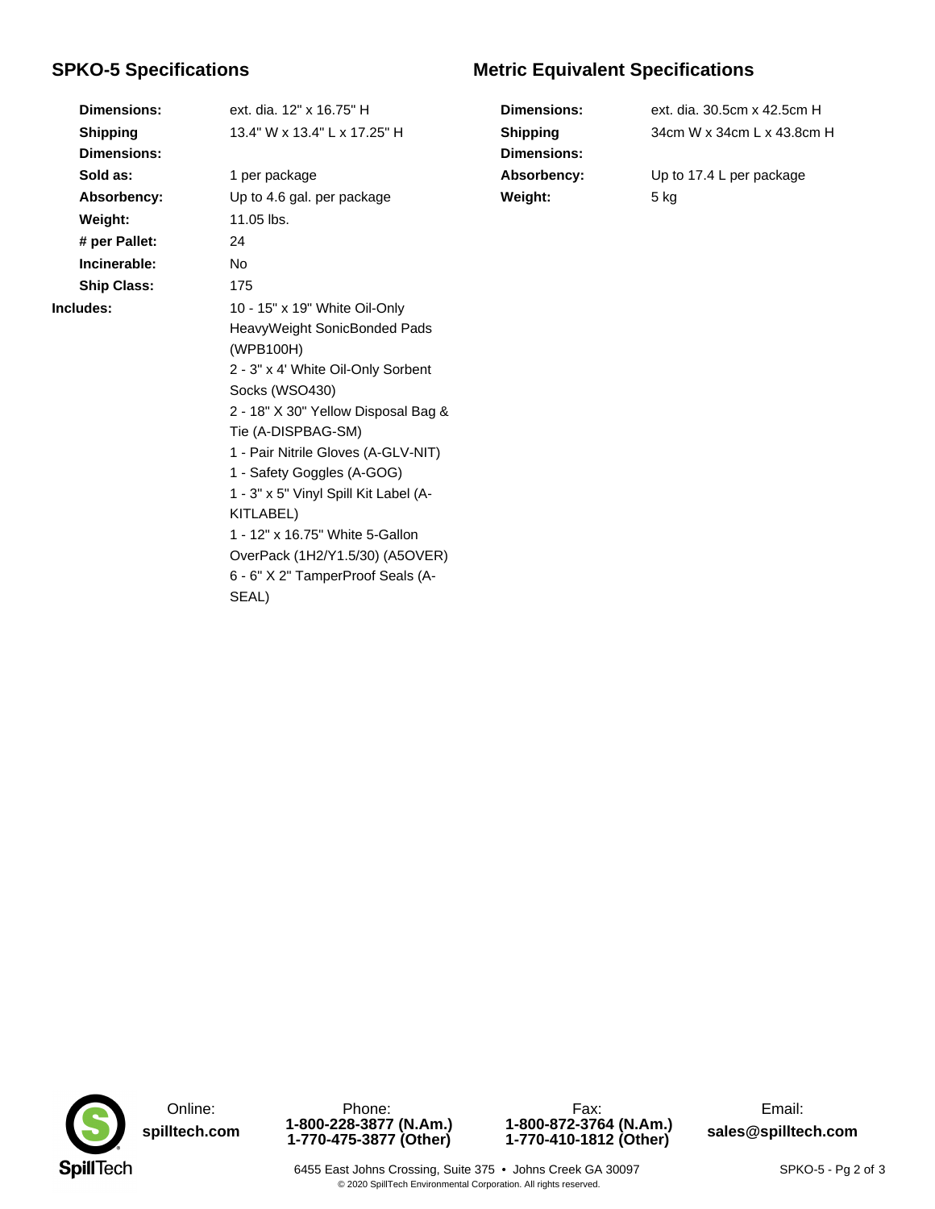## SPKO-5 Specifications

| | |
|---|---|
| **Dimensions:** | ext. dia. 12" x 16.75" H |
| **Shipping Dimensions:** | 13.4" W x 13.4" L x 17.25" H |
| **Sold as:** | 1 per package |
| **Absorbency:** | Up to 4.6 gal. per package |
| **Weight:** | 11.05 lbs. |
| **# per Pallet:** | 24 |
| **Incinerable:** | No |
| **Ship Class:** | 175 |

**Includes:**

- 10 - 15" x 19" White Oil-Only HeavyWeight SonicBonded Pads (WPB100H)
- 2 - 3" x 4' White Oil-Only Sorbent Socks (WSO430)
- 2 - 18" X 30" Yellow Disposal Bag & Tie (A-DISPBAG-SM)
- 1 - Pair Nitrile Gloves (A-GLV-NIT)
- 1 - Safety Goggles (A-GOG)
- 1 - 3" x 5" Vinyl Spill Kit Label (A-KITLABEL)
- 1 - 12" x 16.75" White 5-Gallon OverPack (1H2/Y1.5/30) (A5OVER)
- 6 - 6" X 2" TamperProof Seals (A-SEAL)

## Metric Equivalent Specifications

| | |
|---|---|
| **Dimensions:** | ext. dia. 30.5cm x 42.5cm H |
| **Shipping Dimensions:** | 34cm W x 34cm L x 43.8cm H |
| **Absorbency:** | Up to 17.4 L per package |
| **Weight:** | 5 kg |

Online: **spilltech.com**

Phone: **1-800-228-3877 (N.Am.)** **1-770-475-3877 (Other)**

Fax: **1-800-872-3764 (N.Am.)** **1-770-410-1812 (Other)**

Email: **sales@spilltech.com**

6455 East Johns Crossing, Suite 375 • Johns Creek GA 30097

© 2020 SpillTech Environmental Corporation. All rights reserved.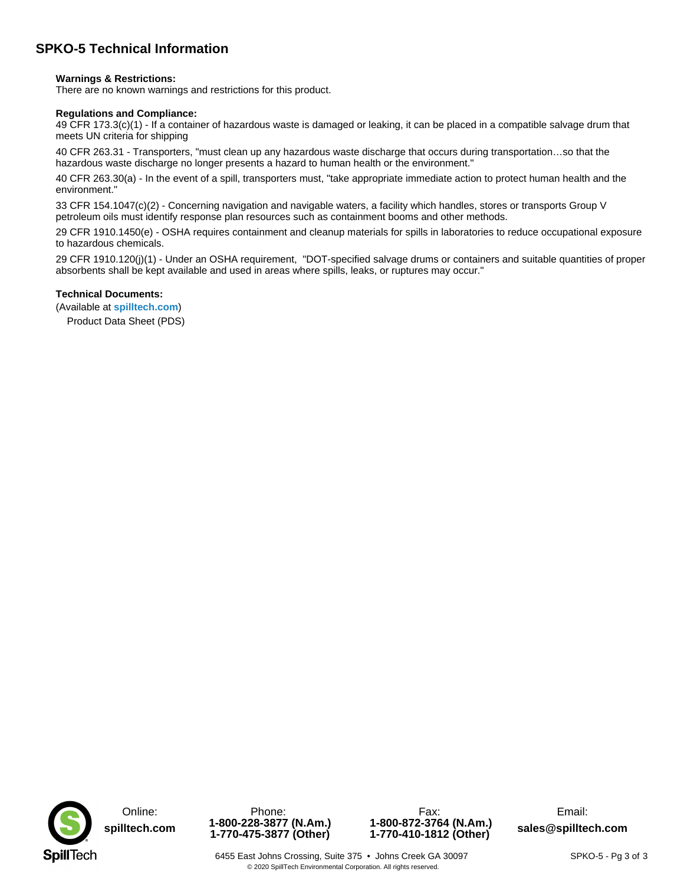## SPKO-5 Technical Information

**Warnings & Restrictions:**
There are no known warnings and restrictions for this product.

**Regulations and Compliance:**

49 CFR 173.3(c)(1) - If a container of hazardous waste is damaged or leaking, it can be placed in a compatible salvage drum that meets UN criteria for shipping

40 CFR 263.31 - Transporters, "must clean up any hazardous waste discharge that occurs during transportation…so that the hazardous waste discharge no longer presents a hazard to human health or the environment."

40 CFR 263.30(a) - In the event of a spill, transporters must, "take appropriate immediate action to protect human health and the environment."

33 CFR 154.1047(c)(2) - Concerning navigation and navigable waters, a facility which handles, stores or transports Group V petroleum oils must identify response plan resources such as containment booms and other methods.

29 CFR 1910.1450(e) - OSHA requires containment and cleanup materials for spills in laboratories to reduce occupational exposure to hazardous chemicals.

29 CFR 1910.120(j)(1) - Under an OSHA requirement, "DOT-specified salvage drums or containers and suitable quantities of proper absorbents shall be kept available and used in areas where spills, leaks, or ruptures may occur."

**Technical Documents:**
(Available at **spilltech.com**)

Product Data Sheet (PDS)

Online: **spilltech.com**

Phone: **1-800-228-3877 (N.Am.)** **1-770-475-3877 (Other)**

Fax: **1-800-872-3764 (N.Am.)** **1-770-410-1812 (Other)**

Email: **sales@spilltech.com**

6455 East Johns Crossing, Suite 375 • Johns Creek GA 30097

© 2020 SpillTech Environmental Corporation. All rights reserved.